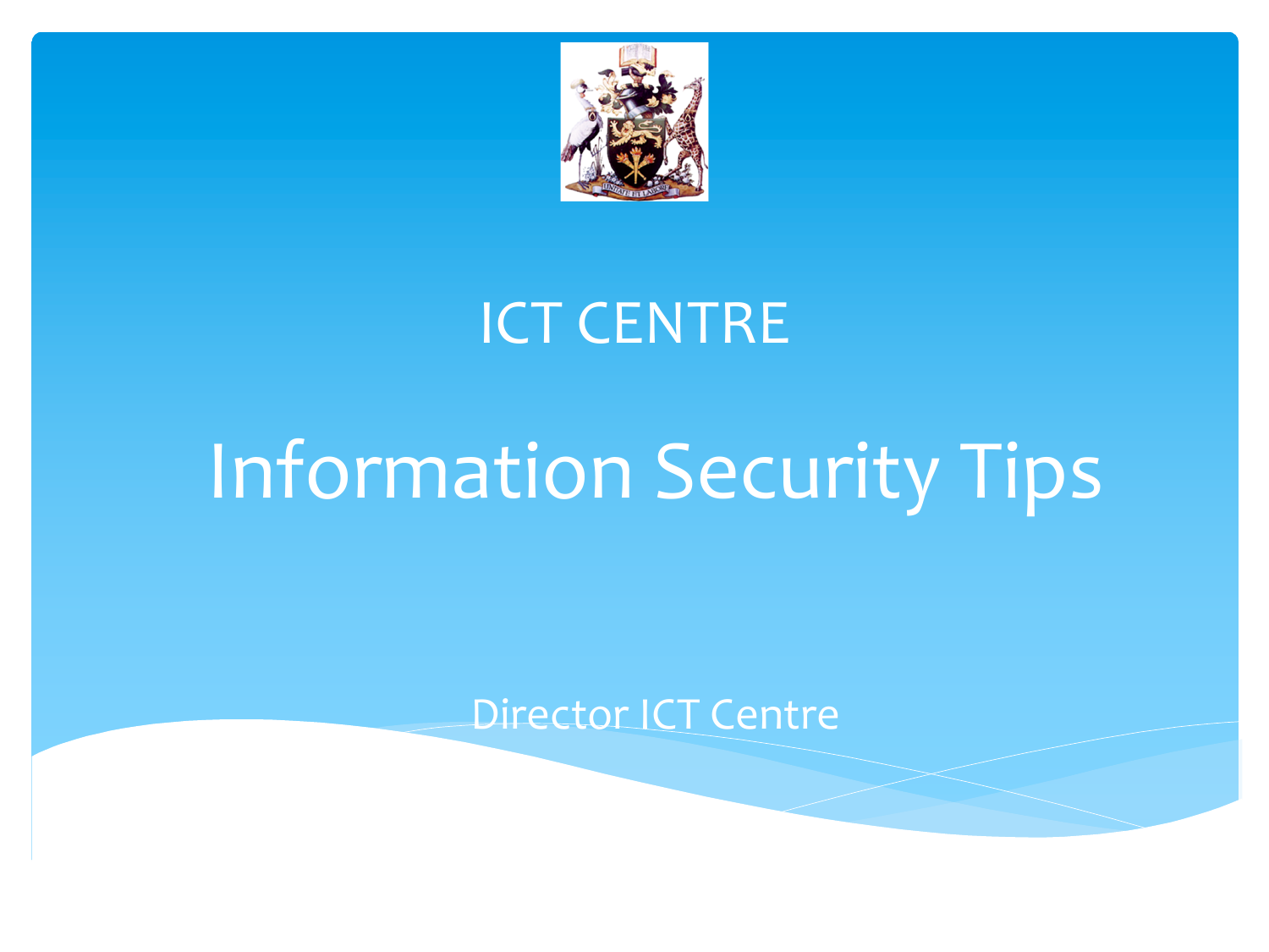ICT CENTRE

# Information Security Tips

Director ICT Centre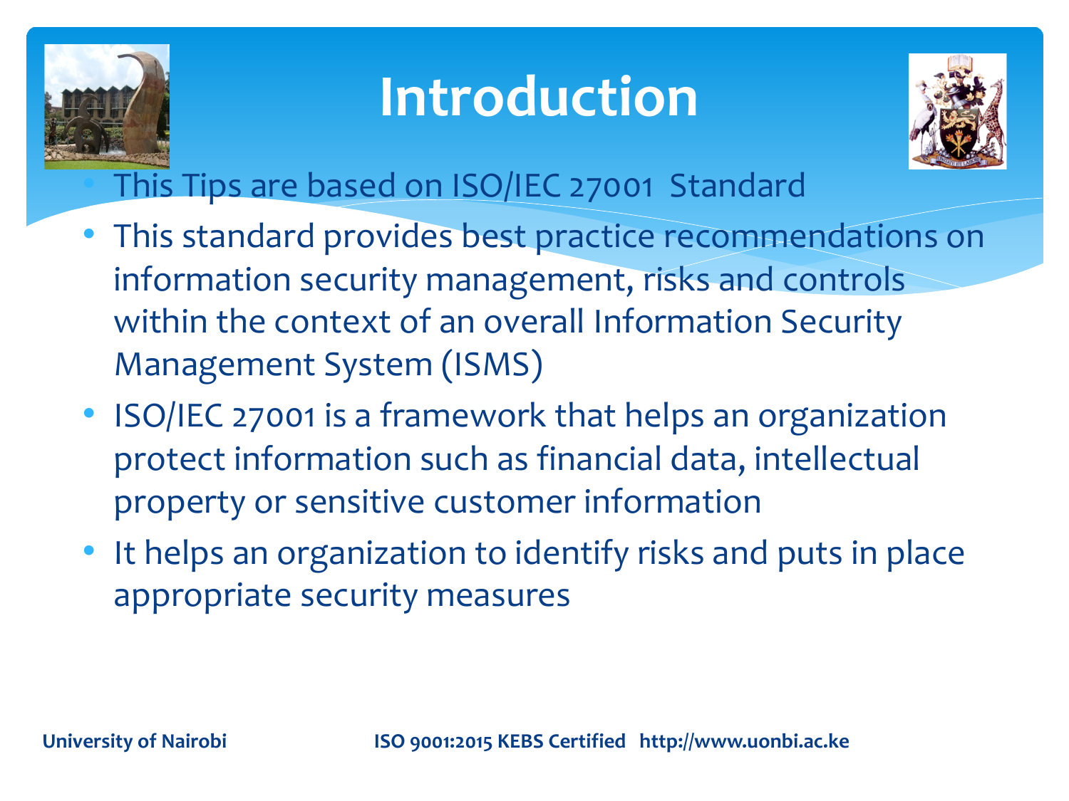# Introduction

- This Tips are based on ISO/IEC 27001 Standard
- This standard provides best practice recommendations on information security management, risks and controls within the context of an overall Information Security Management System (ISMS)
- ISO/IEC 27001 is a framework that helps an organization protect information such as financial data, intellectual property or sensitive customer information
- It helps an organization to identify risks and puts in place appropriate security measures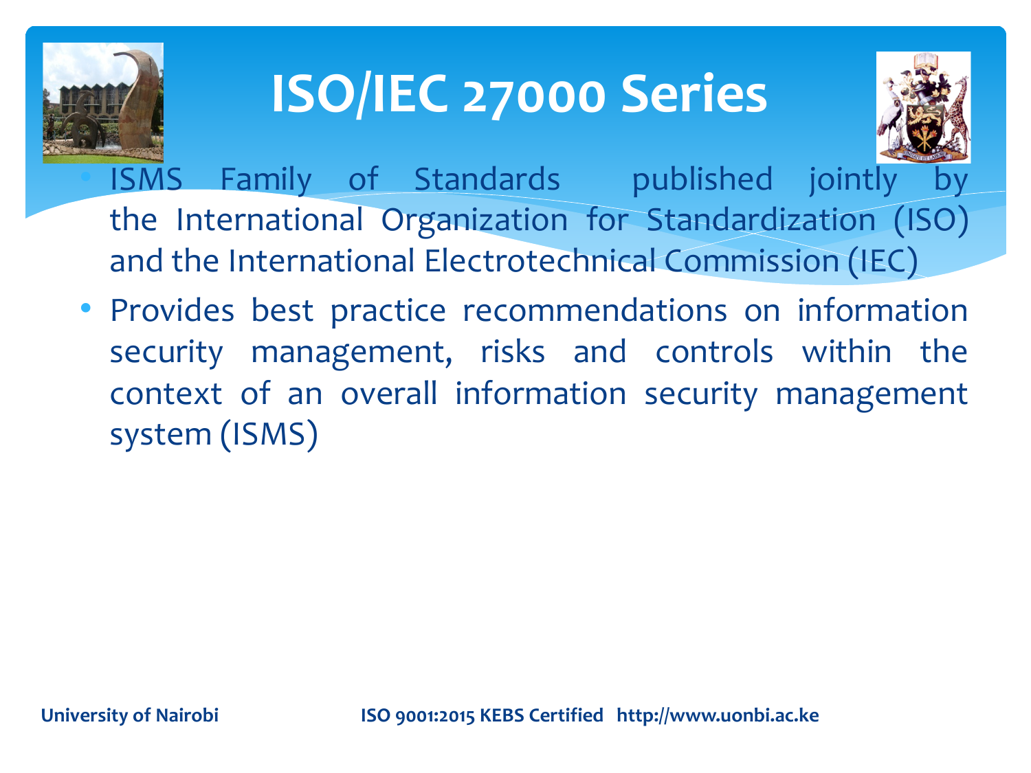# ISO/IEC 27000 Series

- ISMS Family of Standards published jointly by the International Organization for Standardization (ISO) and the International Electrotechnical Commission (IEC)
- Provides best practice recommendations on information security management, risks and controls within the context of an overall information security management system (ISMS)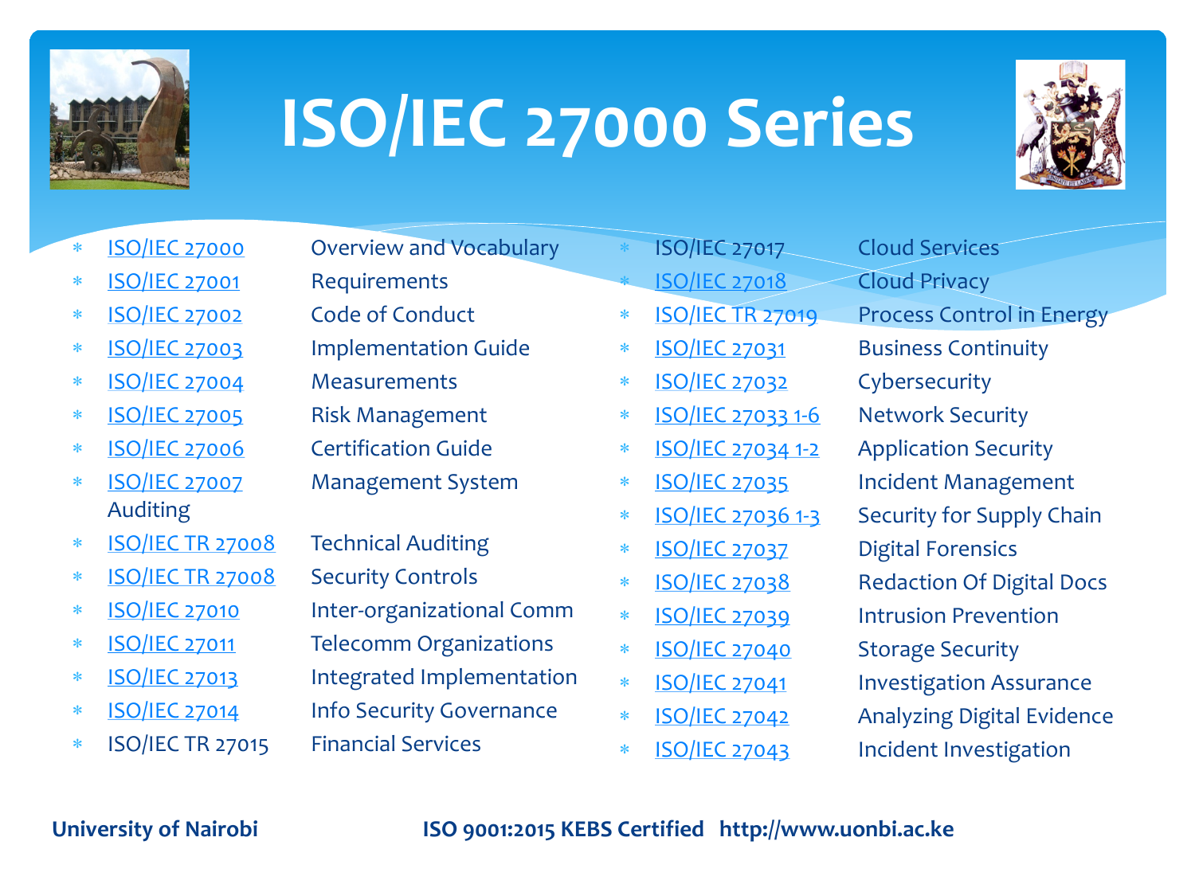# ISO/IEC 27000 Series

* ISO/IEC 27000 Overview and Vocabulary
* ISO/IEC 27001 Requirements
* ISO/IEC 27002 Code of Conduct
* ISO/IEC 27003 Implementation Guide
* ISO/IEC 27004 Measurements
* ISO/IEC 27005 Risk Management
* ISO/IEC 27006 Certification Guide
* ISO/IEC 27007 Management System Auditing
* ISO/IEC TR 27008 Technical Auditing
* ISO/IEC TR 27008 Security Controls
* ISO/IEC 27010 Inter-organizational Comm
* ISO/IEC 27011 Telecomm Organizations
* ISO/IEC 27013 Integrated Implementation
* ISO/IEC 27014 Info Security Governance
* ISO/IEC TR 27015 Financial Services
* ISO/IEC 27017 Cloud Services
* ISO/IEC 27018 Cloud Privacy
* ISO/IEC TR 27019 Process Control in Energy
* ISO/IEC 27031 Business Continuity
* ISO/IEC 27032 Cybersecurity
* ISO/IEC 27033 1-6 Network Security
* ISO/IEC 27034 1-2 Application Security
* ISO/IEC 27035 Incident Management
* ISO/IEC 27036 1-3 Security for Supply Chain
* ISO/IEC 27037 Digital Forensics
* ISO/IEC 27038 Redaction Of Digital Docs
* ISO/IEC 27039 Intrusion Prevention
* ISO/IEC 27040 Storage Security
* ISO/IEC 27041 Investigation Assurance
* ISO/IEC 27042 Analyzing Digital Evidence
* ISO/IEC 27043 Incident Investigation

**University of Nairobi** **ISO 9001:2015 KEBS Certified http://www.uonbi.ac.ke**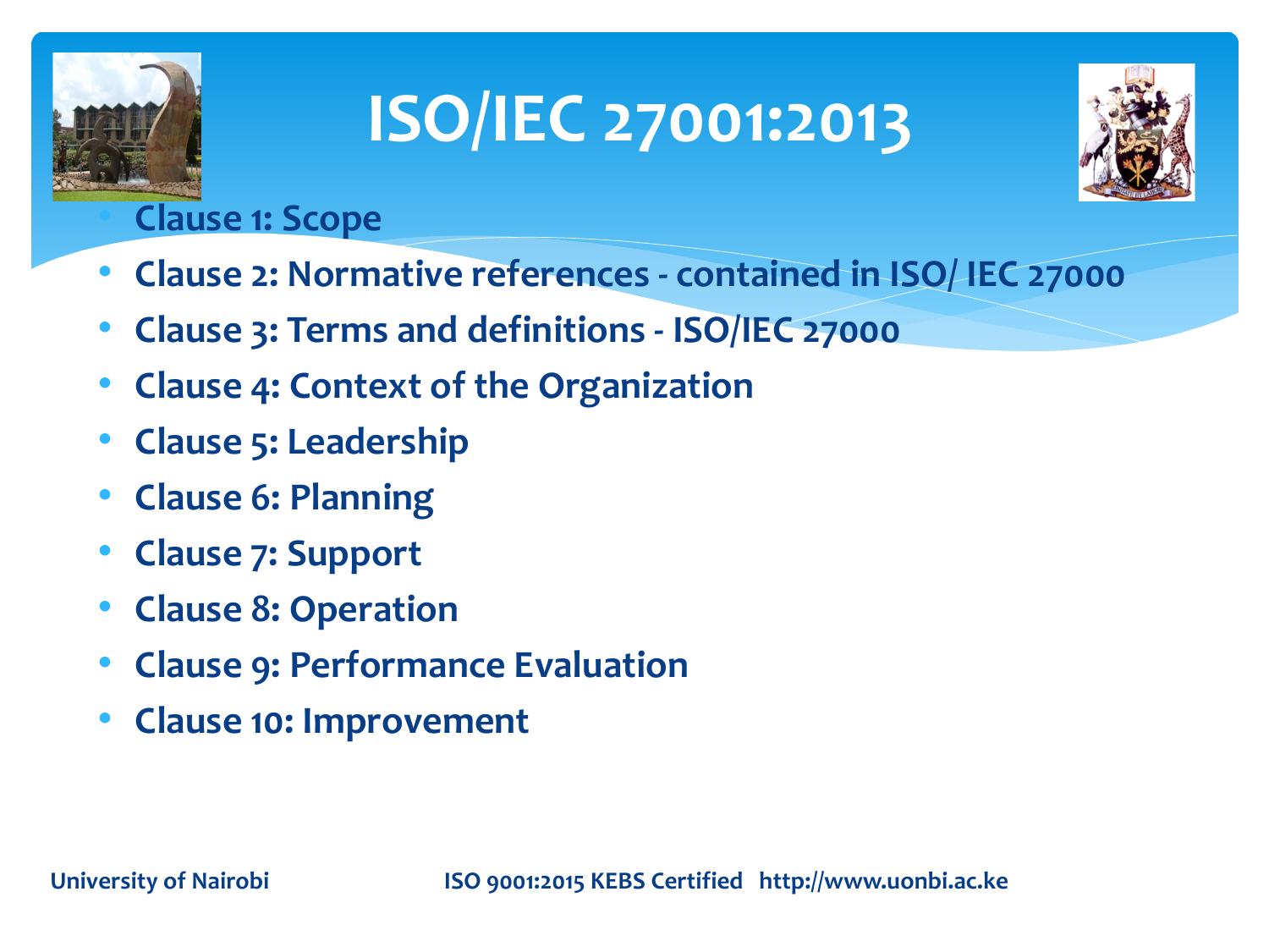# ISO/IEC 27001:2013

- Clause 1: Scope
- Clause 2: Normative references - contained in ISO/ IEC 27000
- Clause 3: Terms and definitions - ISO/IEC 27000
- Clause 4: Context of the Organization
- Clause 5: Leadership
- Clause 6: Planning
- Clause 7: Support
- Clause 8: Operation
- Clause 9: Performance Evaluation
- Clause 10: Improvement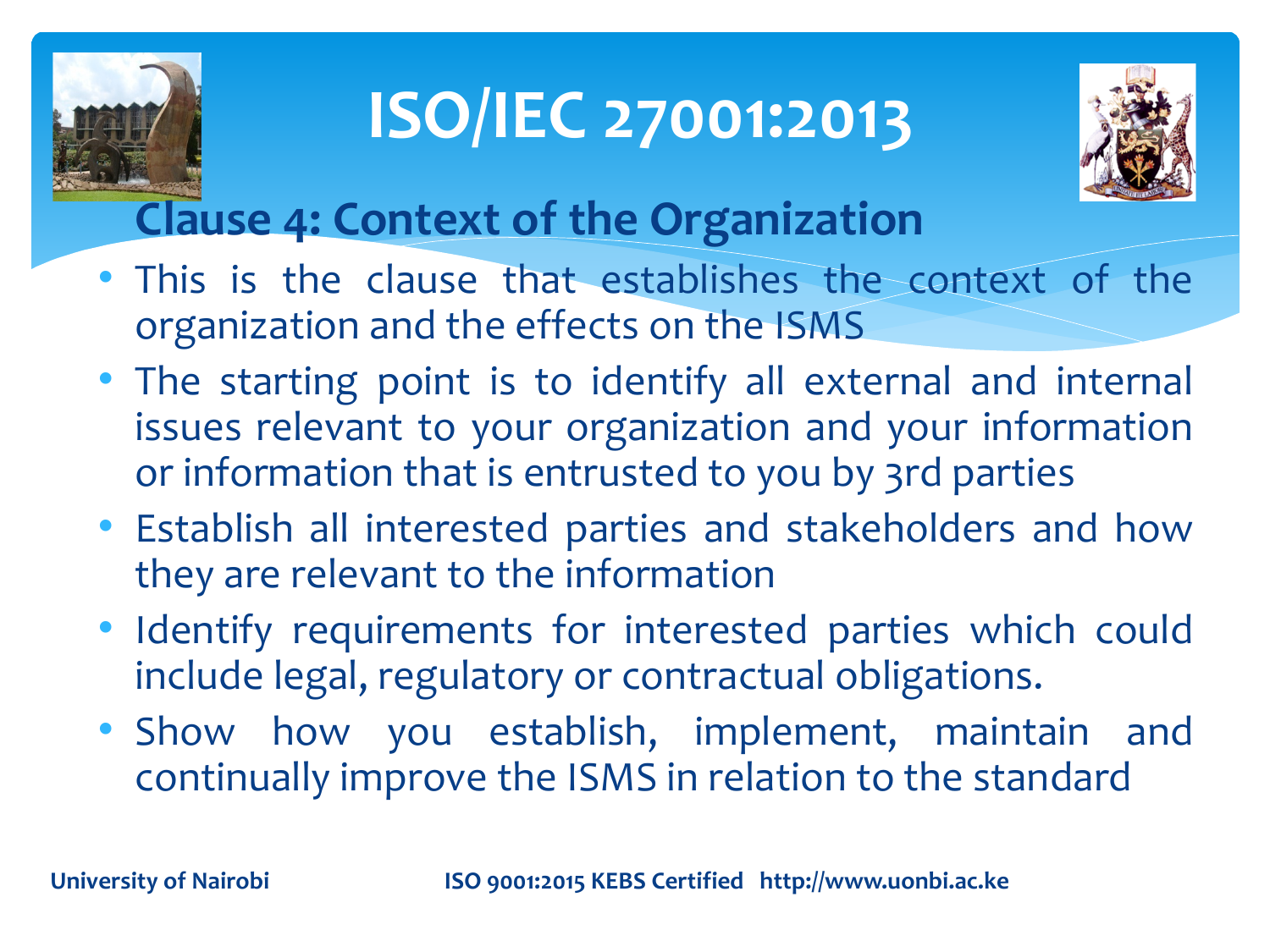# ISO/IEC 27001:2013

## Clause 4: Context of the Organization

- This is the clause that establishes the context of the organization and the effects on the ISMS
- The starting point is to identify all external and internal issues relevant to your organization and your information or information that is entrusted to you by 3rd parties
- Establish all interested parties and stakeholders and how they are relevant to the information
- Identify requirements for interested parties which could include legal, regulatory or contractual obligations.
- Show how you establish, implement, maintain and continually improve the ISMS in relation to the standard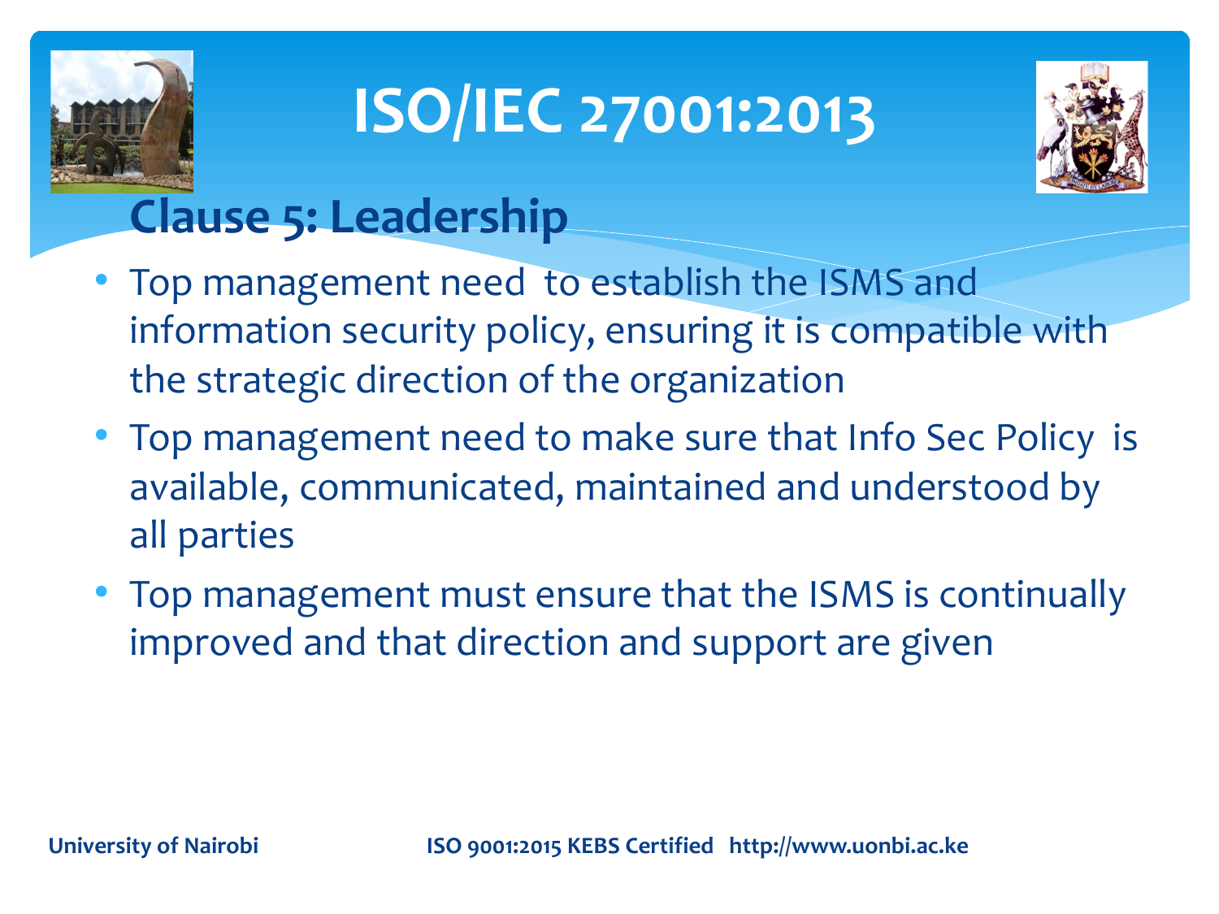# ISO/IEC 27001:2013

## Clause 5: Leadership

- Top management need to establish the ISMS and information security policy, ensuring it is compatible with the strategic direction of the organization
- Top management need to make sure that Info Sec Policy is available, communicated, maintained and understood by all parties
- Top management must ensure that the ISMS is continually improved and that direction and support are given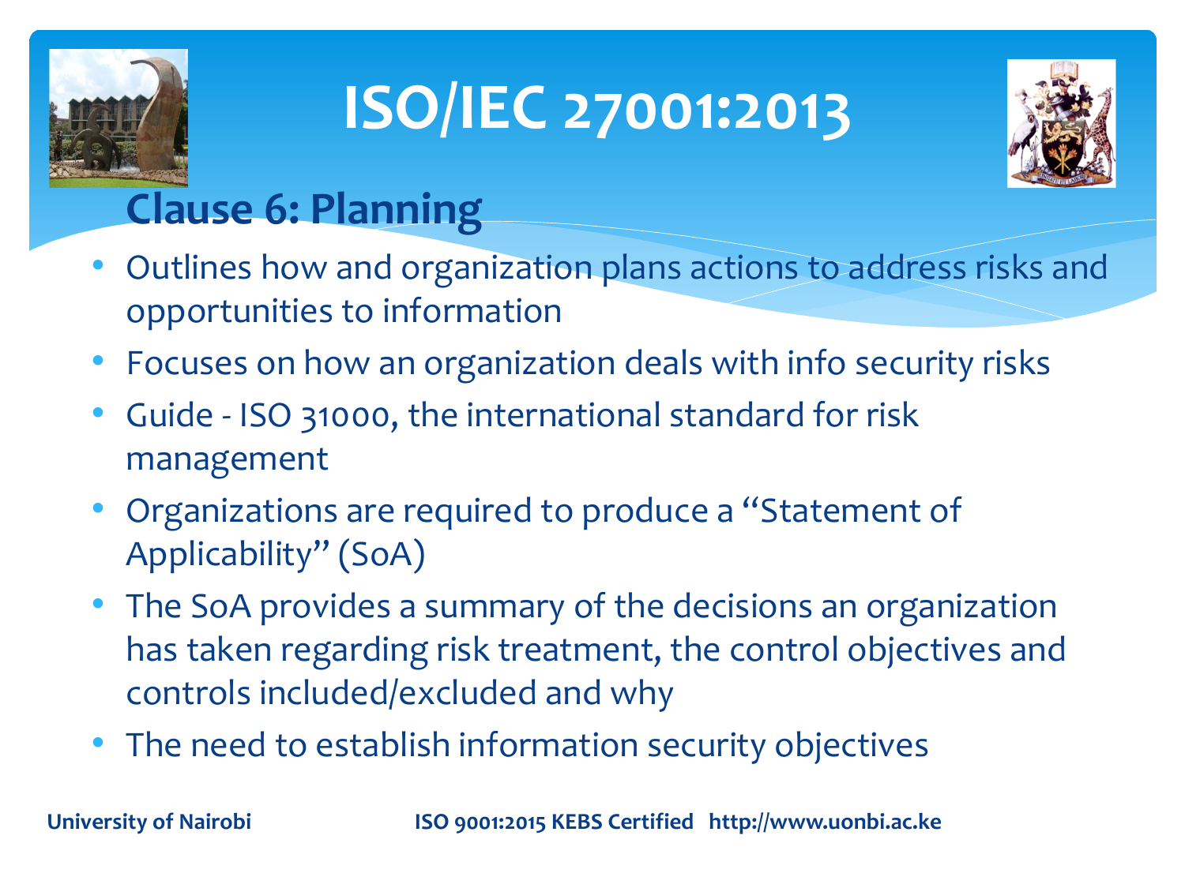# ISO/IEC 27001:2013

## Clause 6: Planning

- Outlines how and organization plans actions to address risks and opportunities to information
- Focuses on how an organization deals with info security risks
- Guide - ISO 31000, the international standard for risk management
- Organizations are required to produce a "Statement of Applicability" (SoA)
- The SoA provides a summary of the decisions an organization has taken regarding risk treatment, the control objectives and controls included/excluded and why
- The need to establish information security objectives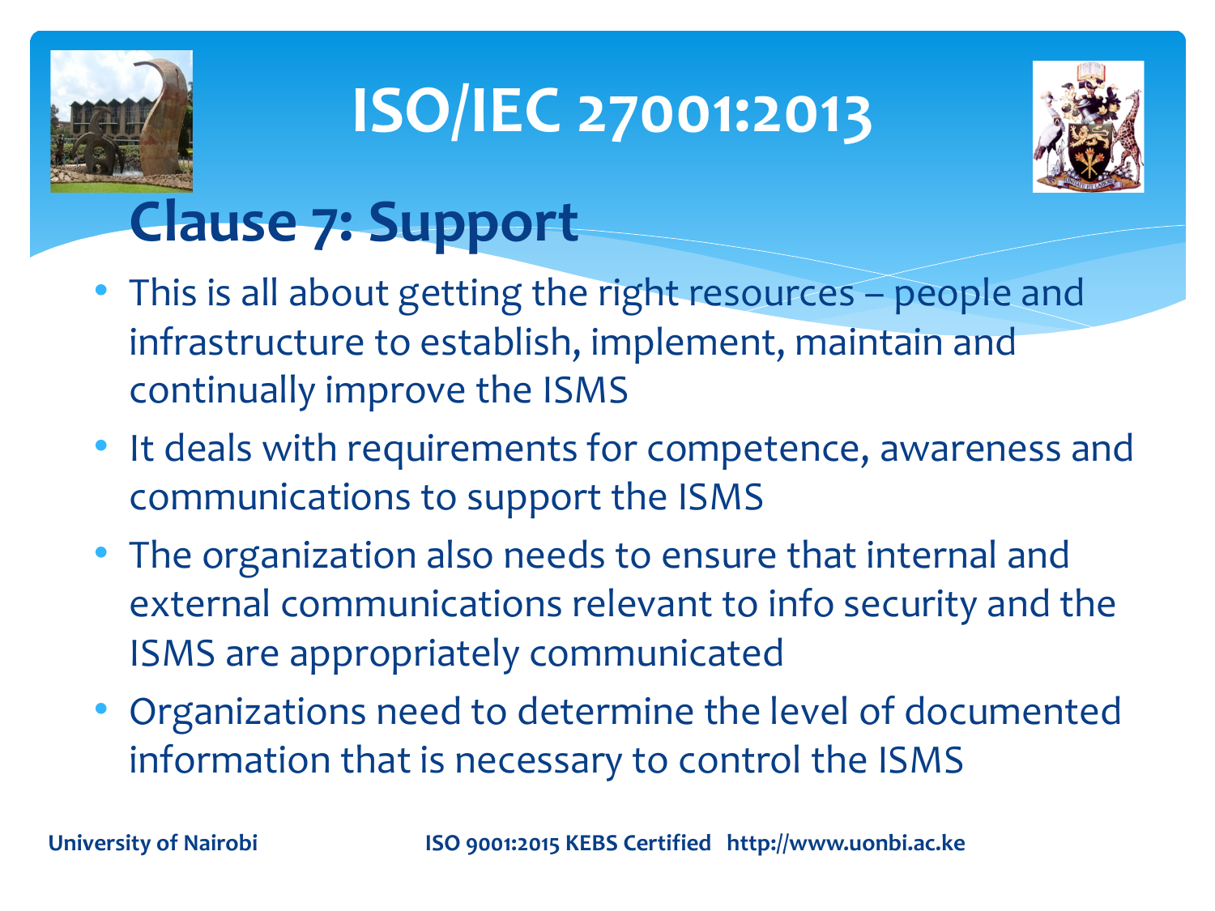# ISO/IEC 27001:2013

## Clause 7: Support

- This is all about getting the right resources – people and infrastructure to establish, implement, maintain and continually improve the ISMS
- It deals with requirements for competence, awareness and communications to support the ISMS
- The organization also needs to ensure that internal and external communications relevant to info security and the ISMS are appropriately communicated
- Organizations need to determine the level of documented information that is necessary to control the ISMS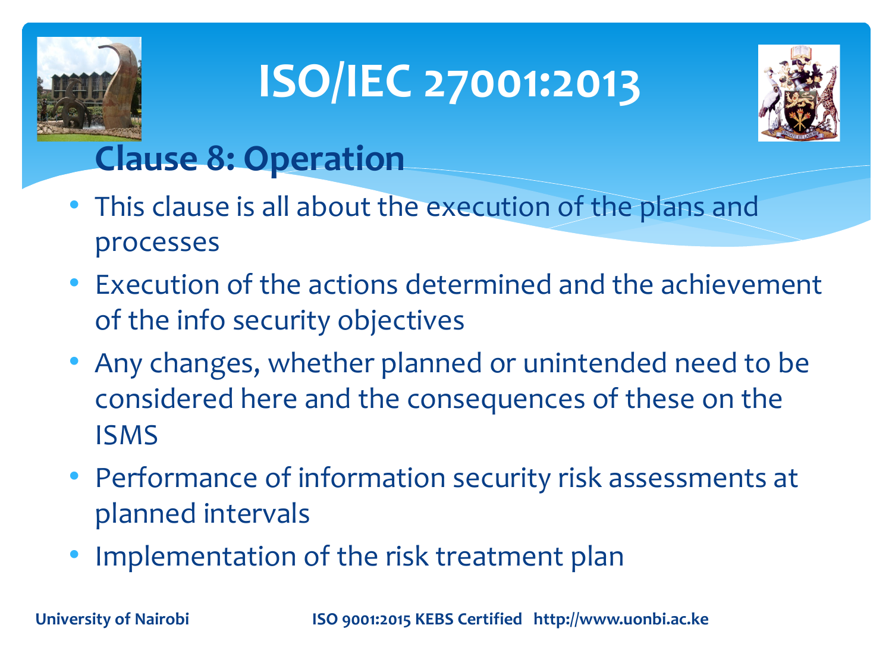# ISO/IEC 27001:2013

## Clause 8: Operation

- This clause is all about the execution of the plans and processes
- Execution of the actions determined and the achievement of the info security objectives
- Any changes, whether planned or unintended need to be considered here and the consequences of these on the ISMS
- Performance of information security risk assessments at planned intervals
- Implementation of the risk treatment plan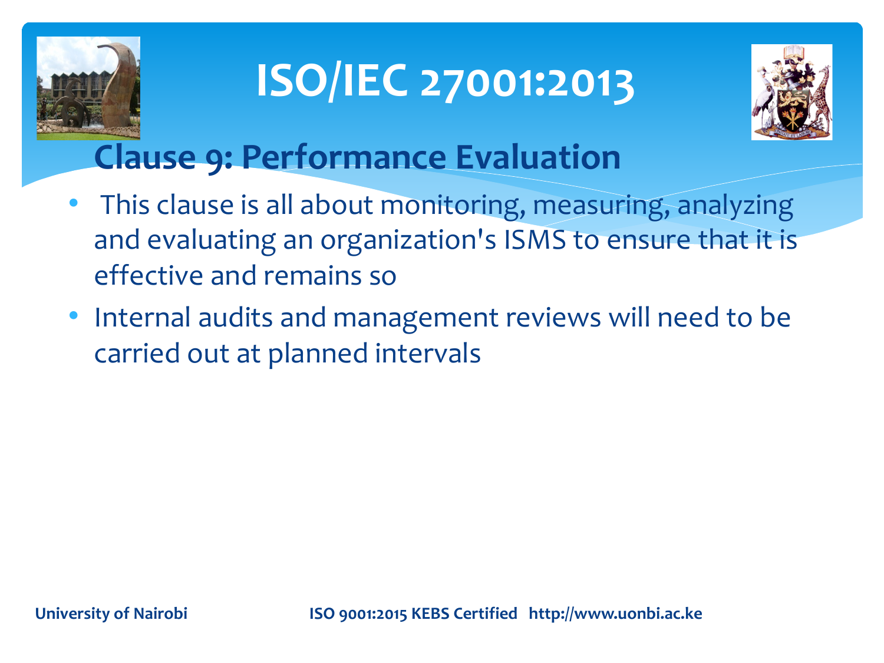# ISO/IEC 27001:2013

## Clause 9: Performance Evaluation

- This clause is all about monitoring, measuring, analyzing and evaluating an organization's ISMS to ensure that it is effective and remains so
- Internal audits and management reviews will need to be carried out at planned intervals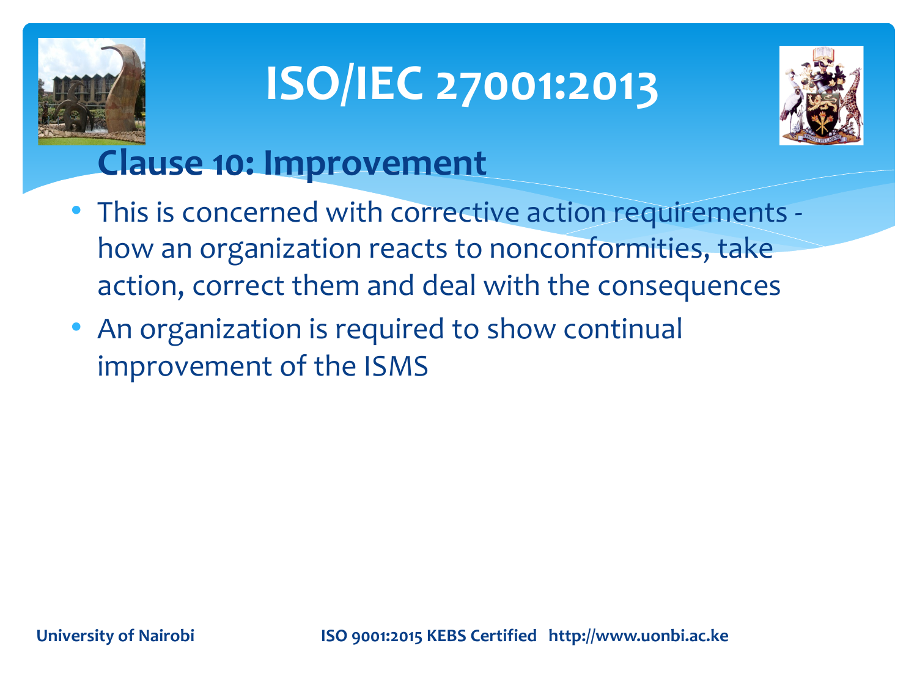# ISO/IEC 27001:2013

## Clause 10: Improvement

- This is concerned with corrective action requirements - how an organization reacts to nonconformities, take action, correct them and deal with the consequences
- An organization is required to show continual improvement of the ISMS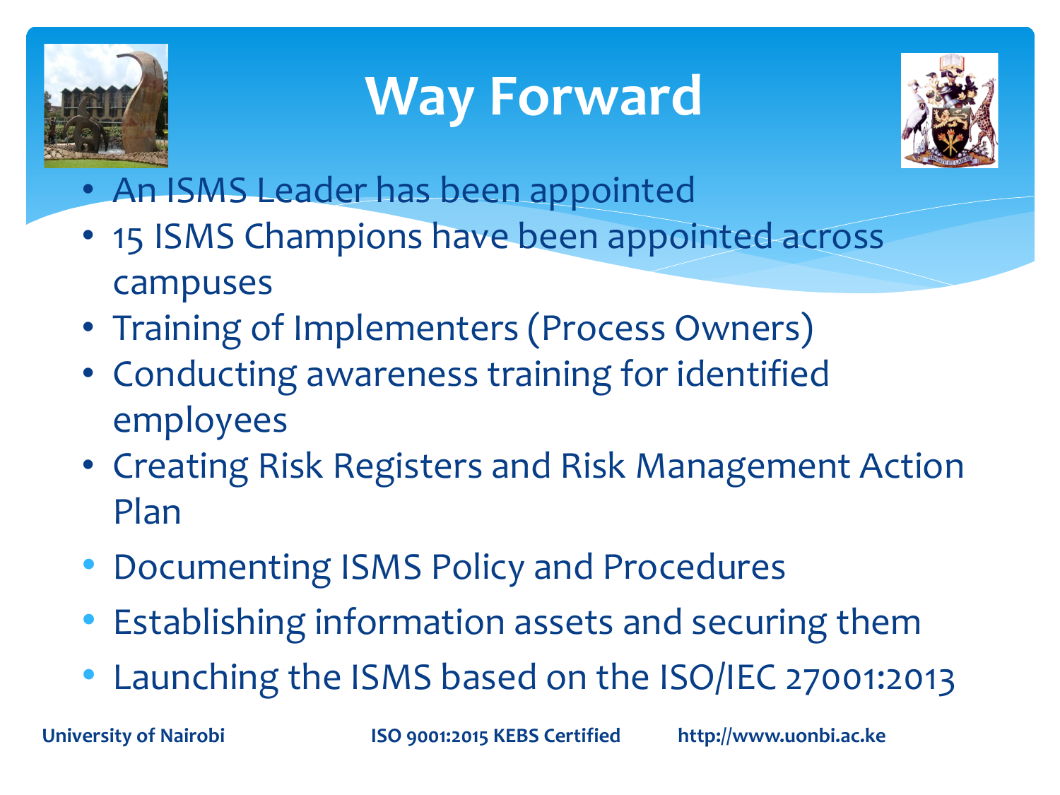# Way Forward

- An ISMS Leader has been appointed
- 15 ISMS Champions have been appointed across campuses
- Training of Implementers (Process Owners)
- Conducting awareness training for identified employees
- Creating Risk Registers and Risk Management Action Plan
- Documenting ISMS Policy and Procedures
- Establishing information assets and securing them
- Launching the ISMS based on the ISO/IEC 27001:2013